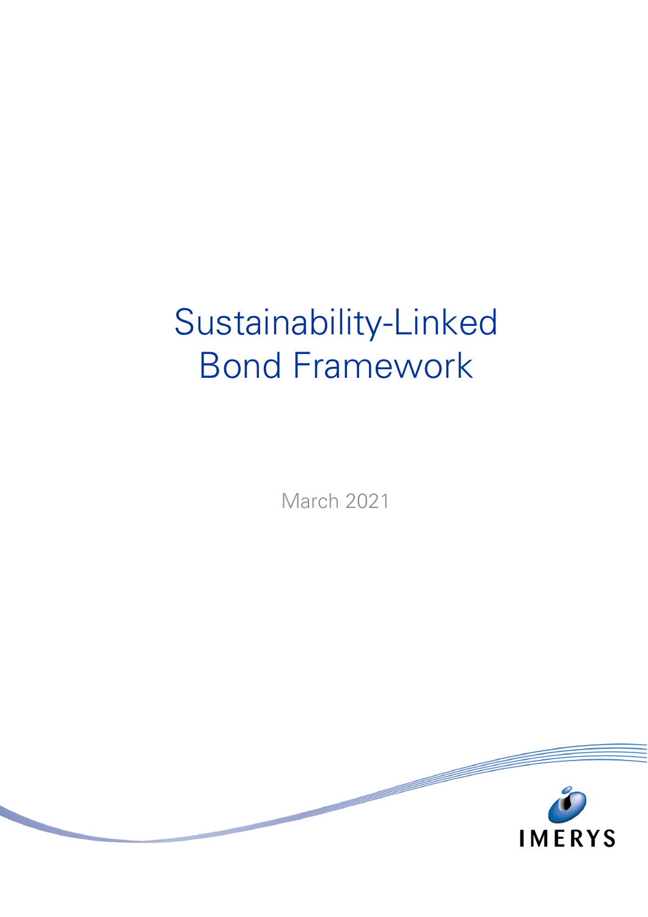# Sustainability-Linked Bond Framework

March 2021

IMERYS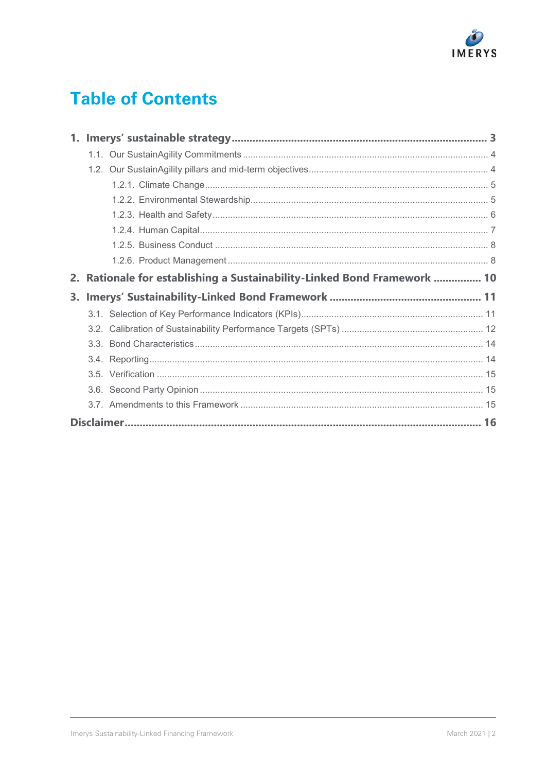# Table of Contents

1. **Imerys' sustainable strategy** ... 3
   - 1.1. Our SustainAgility Commitments ... 4
   - 1.2. Our SustainAgility pillars and mid-term objectives ... 4
     - 1.2.1. Climate Change ... 5
     - 1.2.2. Environmental Stewardship ... 5
     - 1.2.3. Health and Safety ... 6
     - 1.2.4. Human Capital ... 7
     - 1.2.5. Business Conduct ... 8
     - 1.2.6. Product Management ... 8
2. **Rationale for establishing a Sustainability-Linked Bond Framework** ... 10
3. **Imerys' Sustainability-Linked Bond Framework** ... 11
   - 3.1. Selection of Key Performance Indicators (KPIs) ... 11
   - 3.2. Calibration of Sustainability Performance Targets (SPTs) ... 12
   - 3.3. Bond Characteristics ... 14
   - 3.4. Reporting ... 14
   - 3.5. Verification ... 15
   - 3.6. Second Party Opinion ... 15
   - 3.7. Amendments to this Framework ... 15

**Disclaimer** ... 16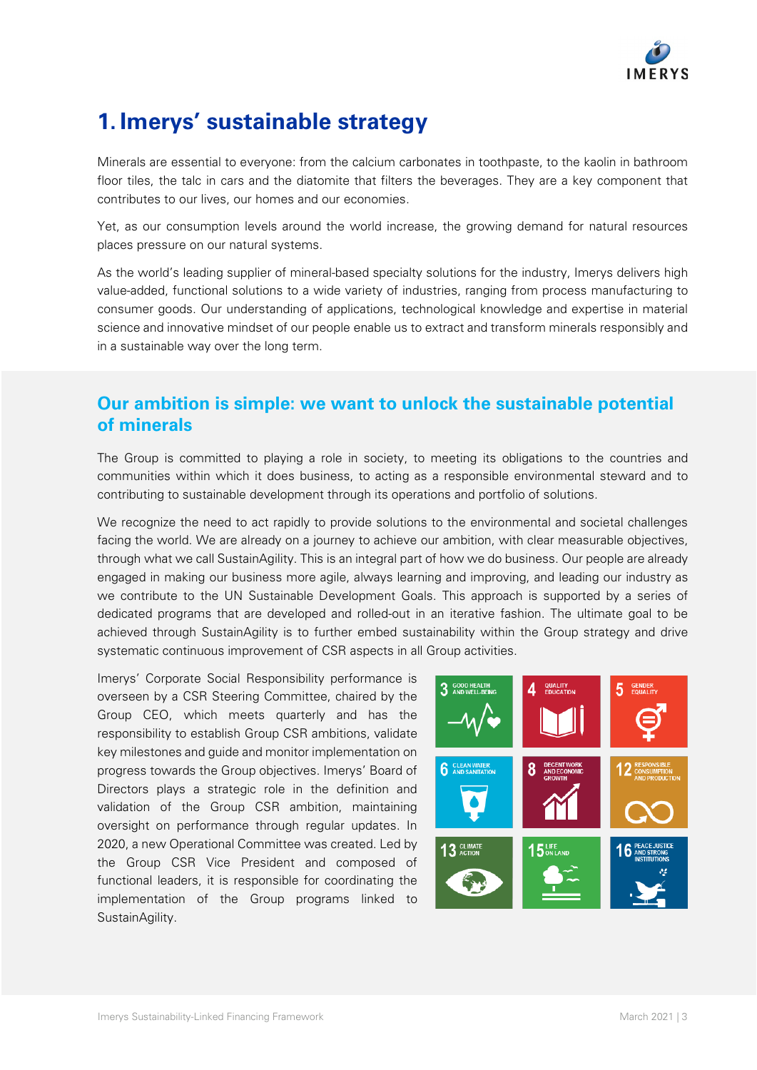# 1. Imerys' sustainable strategy

Minerals are essential to everyone: from the calcium carbonates in toothpaste, to the kaolin in bathroom floor tiles, the talc in cars and the diatomite that filters the beverages. They are a key component that contributes to our lives, our homes and our economies.

Yet, as our consumption levels around the world increase, the growing demand for natural resources places pressure on our natural systems.

As the world's leading supplier of mineral-based specialty solutions for the industry, Imerys delivers high value-added, functional solutions to a wide variety of industries, ranging from process manufacturing to consumer goods. Our understanding of applications, technological knowledge and expertise in material science and innovative mindset of our people enable us to extract and transform minerals responsibly and in a sustainable way over the long term.

## Our ambition is simple: we want to unlock the sustainable potential of minerals

The Group is committed to playing a role in society, to meeting its obligations to the countries and communities within which it does business, to acting as a responsible environmental steward and to contributing to sustainable development through its operations and portfolio of solutions.

We recognize the need to act rapidly to provide solutions to the environmental and societal challenges facing the world. We are already on a journey to achieve our ambition, with clear measurable objectives, through what we call SustainAgility. This is an integral part of how we do business. Our people are already engaged in making our business more agile, always learning and improving, and leading our industry as we contribute to the UN Sustainable Development Goals. This approach is supported by a series of dedicated programs that are developed and rolled-out in an iterative fashion. The ultimate goal to be achieved through SustainAgility is to further embed sustainability within the Group strategy and drive systematic continuous improvement of CSR aspects in all Group activities.

Imerys' Corporate Social Responsibility performance is overseen by a CSR Steering Committee, chaired by the Group CEO, which meets quarterly and has the responsibility to establish Group CSR ambitions, validate key milestones and guide and monitor implementation on progress towards the Group objectives. Imerys' Board of Directors plays a strategic role in the definition and validation of the Group CSR ambition, maintaining oversight on performance through regular updates. In 2020, a new Operational Committee was created. Led by the Group CSR Vice President and composed of functional leaders, it is responsible for coordinating the implementation of the Group programs linked to SustainAgility.

3 GOOD HEALTH AND WELL-BEING | 4 QUALITY EDUCATION | 5 GENDER EQUALITY | 6 CLEAN WATER AND SANITATION | 8 DECENT WORK AND ECONOMIC GROWTH | 12 RESPONSIBLE CONSUMPTION AND PRODUCTION | 13 CLIMATE ACTION | 15 LIFE ON LAND | 16 PEACE, JUSTICE AND STRONG INSTITUTIONS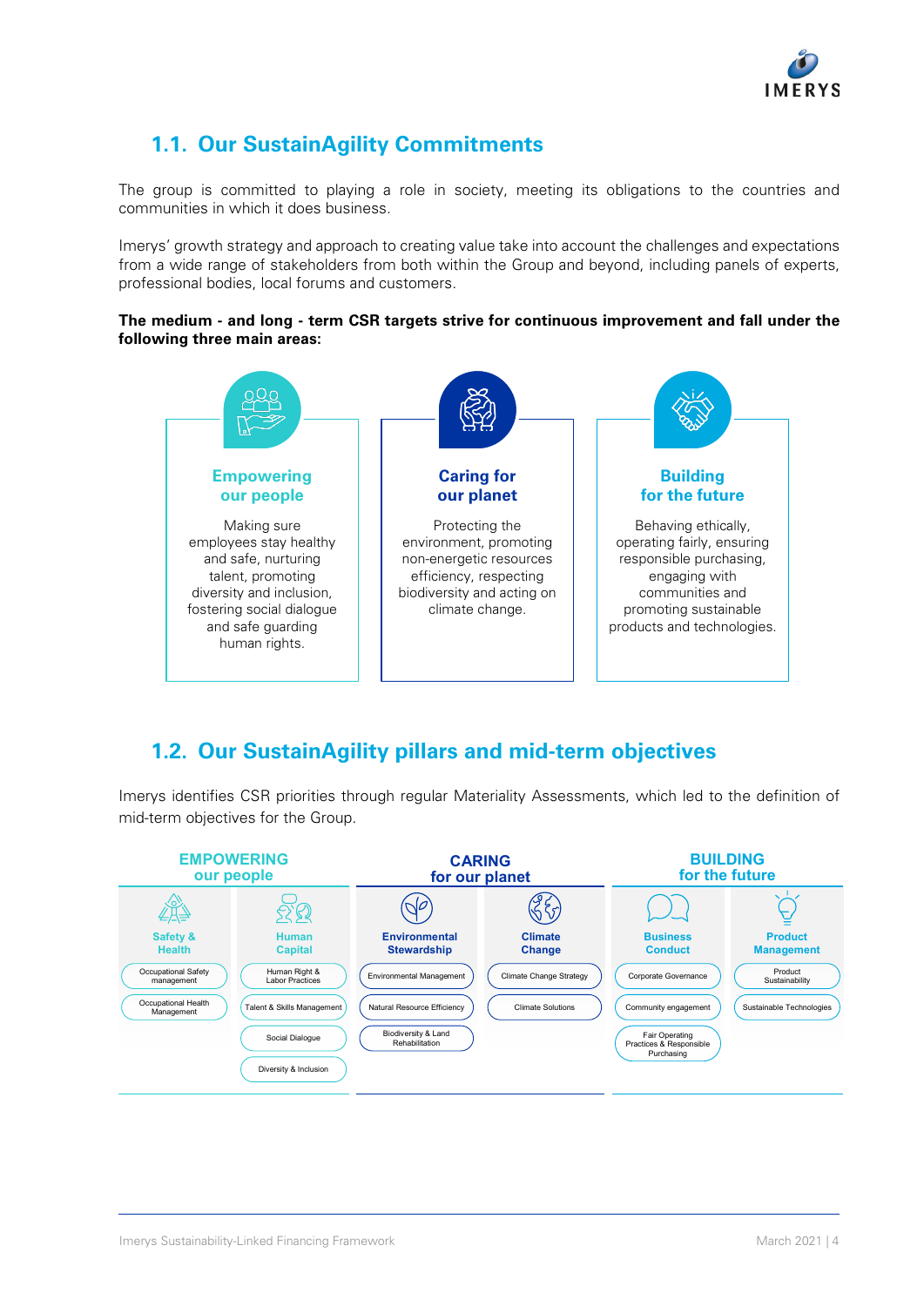## 1.1. Our SustainAgility Commitments

The group is committed to playing a role in society, meeting its obligations to the countries and communities in which it does business.

Imerys' growth strategy and approach to creating value take into account the challenges and expectations from a wide range of stakeholders from both within the Group and beyond, including panels of experts, professional bodies, local forums and customers.

**The medium - and long - term CSR targets strive for continuous improvement and fall under the following three main areas:**

**Empowering our people**

Making sure employees stay healthy and safe, nurturing talent, promoting diversity and inclusion, fostering social dialogue and safe guarding human rights.

**Caring for our planet**

Protecting the environment, promoting non-energetic resources efficiency, respecting biodiversity and acting on climate change.

**Building for the future**

Behaving ethically, operating fairly, ensuring responsible purchasing, engaging with communities and promoting sustainable products and technologies.

## 1.2. Our SustainAgility pillars and mid-term objectives

Imerys identifies CSR priorities through regular Materiality Assessments, which led to the definition of mid-term objectives for the Group.

| EMPOWERING our people | | CARING for our planet | | BUILDING for the future | |
|---|---|---|---|---|---|
| **Safety & Health** | **Human Capital** | **Environmental Stewardship** | **Climate Change** | **Business Conduct** | **Product Management** |
| Occupational Safety management | Human Right & Labor Practices | Environmental Management | Climate Change Strategy | Corporate Governance | Product Sustainability |
| Occupational Health Management | Talent & Skills Management | Natural Resource Efficiency | Climate Solutions | Community engagement | Sustainable Technologies |
| | Social Dialogue | Biodiversity & Land Rehabilitation | | Fair Operating Practices & Responsible Purchasing | |
| | Diversity & Inclusion | | | | |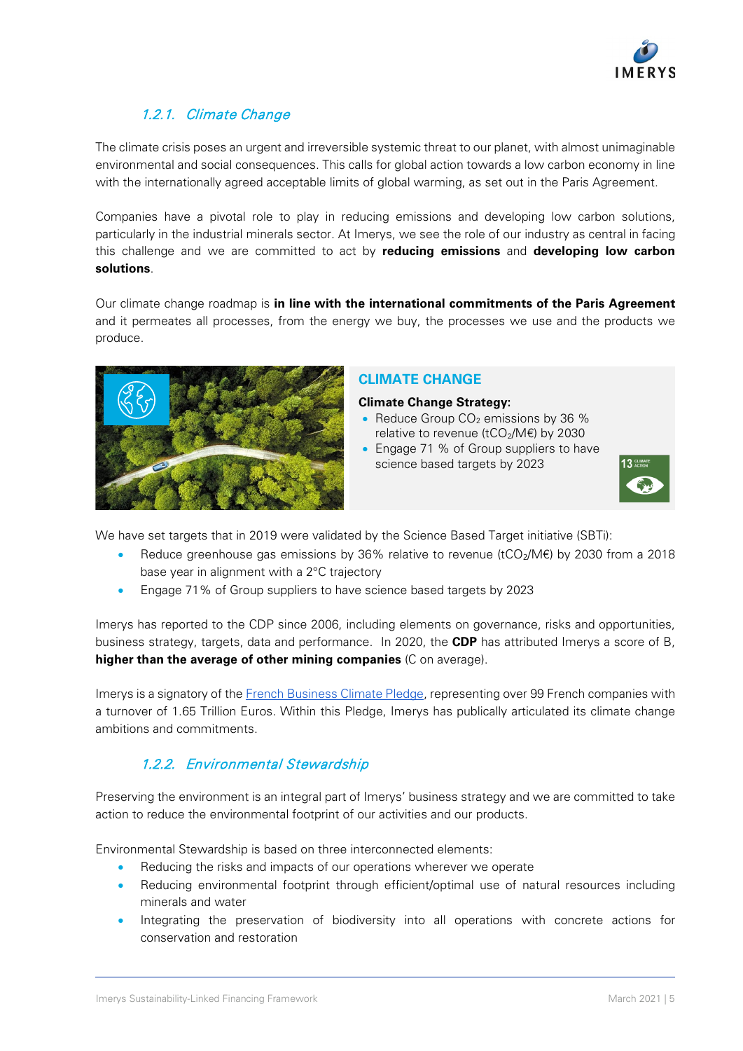### 1.2.1. *Climate Change*

The climate crisis poses an urgent and irreversible systemic threat to our planet, with almost unimaginable environmental and social consequences. This calls for global action towards a low carbon economy in line with the internationally agreed acceptable limits of global warming, as set out in the Paris Agreement.

Companies have a pivotal role to play in reducing emissions and developing low carbon solutions, particularly in the industrial minerals sector. At Imerys, we see the role of our industry as central in facing this challenge and we are committed to act by **reducing emissions** and **developing low carbon solutions**.

Our climate change roadmap is **in line with the international commitments of the Paris Agreement** and it permeates all processes, from the energy we buy, the processes we use and the products we produce.

**CLIMATE CHANGE**

**Climate Change Strategy:**

- Reduce Group $CO_2$ emissions by 36 % relative to revenue ($tCO_2$/M€) by 2030
- Engage 71 % of Group suppliers to have science based targets by 2023

13 CLIMATE ACTION

We have set targets that in 2019 were validated by the Science Based Target initiative (SBTi):

- Reduce greenhouse gas emissions by 36% relative to revenue ($tCO_2$/M€) by 2030 from a 2018 base year in alignment with a 2°C trajectory
- Engage 71% of Group suppliers to have science based targets by 2023

Imerys has reported to the CDP since 2006, including elements on governance, risks and opportunities, business strategy, targets, data and performance. In 2020, the **CDP** has attributed Imerys a score of B, **higher than the average of other mining companies** (C on average).

Imerys is a signatory of the French Business Climate Pledge, representing over 99 French companies with a turnover of 1.65 Trillion Euros. Within this Pledge, Imerys has publically articulated its climate change ambitions and commitments.

### 1.2.2. *Environmental Stewardship*

Preserving the environment is an integral part of Imerys' business strategy and we are committed to take action to reduce the environmental footprint of our activities and our products.

Environmental Stewardship is based on three interconnected elements:

- Reducing the risks and impacts of our operations wherever we operate
- Reducing environmental footprint through efficient/optimal use of natural resources including minerals and water
- Integrating the preservation of biodiversity into all operations with concrete actions for conservation and restoration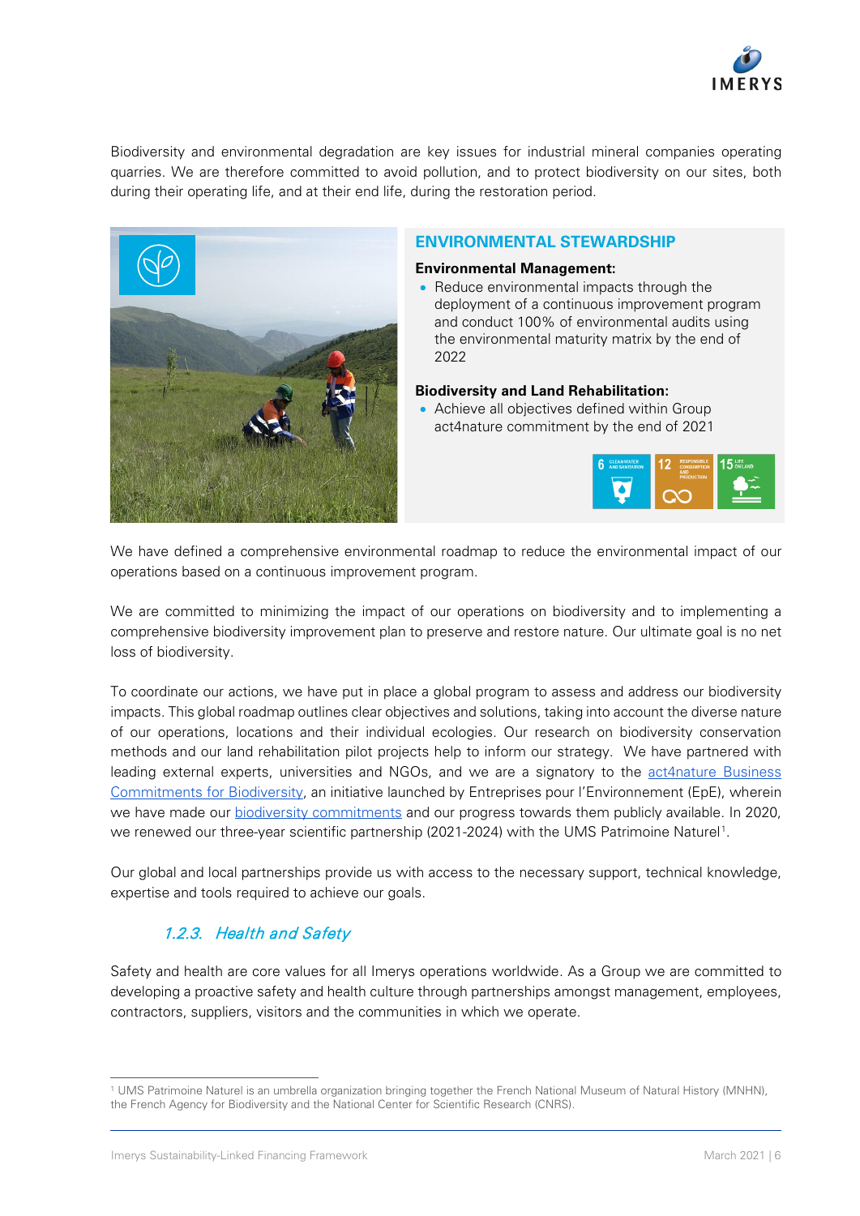Biodiversity and environmental degradation are key issues for industrial mineral companies operating quarries. We are therefore committed to avoid pollution, and to protect biodiversity on our sites, both during their operating life, and at their end life, during the restoration period.

## ENVIRONMENTAL STEWARDSHIP

**Environmental Management:**

- Reduce environmental impacts through the deployment of a continuous improvement program and conduct 100% of environmental audits using the environmental maturity matrix by the end of 2022

**Biodiversity and Land Rehabilitation:**

- Achieve all objectives defined within Group act4nature commitment by the end of 2021

6 CLEAN WATER AND SANITATION | 12 RESPONSIBLE CONSUMPTION AND PRODUCTION | 15 LIFE ON LAND

We have defined a comprehensive environmental roadmap to reduce the environmental impact of our operations based on a continuous improvement program.

We are committed to minimizing the impact of our operations on biodiversity and to implementing a comprehensive biodiversity improvement plan to preserve and restore nature. Our ultimate goal is no net loss of biodiversity.

To coordinate our actions, we have put in place a global program to assess and address our biodiversity impacts. This global roadmap outlines clear objectives and solutions, taking into account the diverse nature of our operations, locations and their individual ecologies. Our research on biodiversity conservation methods and our land rehabilitation pilot projects help to inform our strategy. We have partnered with leading external experts, universities and NGOs, and we are a signatory to the act4nature Business Commitments for Biodiversity, an initiative launched by Entreprises pour l'Environnement (EpE), wherein we have made our biodiversity commitments and our progress towards them publicly available. In 2020, we renewed our three-year scientific partnership (2021-2024) with the UMS Patrimoine Naturel[1].

Our global and local partnerships provide us with access to the necessary support, technical knowledge, expertise and tools required to achieve our goals.

### *1.2.3. Health and Safety*

Safety and health are core values for all Imerys operations worldwide. As a Group we are committed to developing a proactive safety and health culture through partnerships amongst management, employees, contractors, suppliers, visitors and the communities in which we operate.

[1] UMS Patrimoine Naturel is an umbrella organization bringing together the French National Museum of Natural History (MNHN), the French Agency for Biodiversity and the National Center for Scientific Research (CNRS).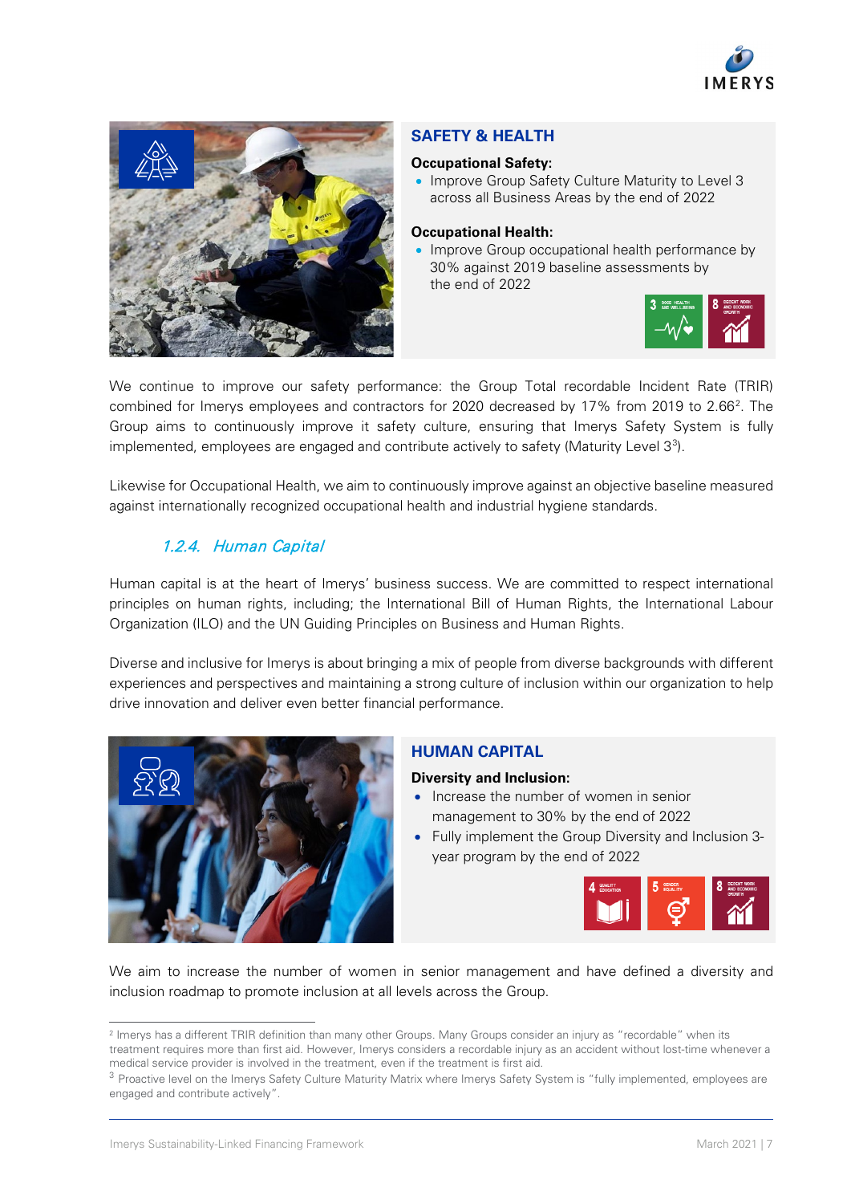## SAFETY & HEALTH

**Occupational Safety:**

- Improve Group Safety Culture Maturity to Level 3 across all Business Areas by the end of 2022

**Occupational Health:**

- Improve Group occupational health performance by 30% against 2019 baseline assessments by the end of 2022

We continue to improve our safety performance: the Group Total recordable Incident Rate (TRIR) combined for Imerys employees and contractors for 2020 decreased by 17% from 2019 to 2.66[2]. The Group aims to continuously improve it safety culture, ensuring that Imerys Safety System is fully implemented, employees are engaged and contribute actively to safety (Maturity Level 3[3]).

Likewise for Occupational Health, we aim to continuously improve against an objective baseline measured against internationally recognized occupational health and industrial hygiene standards.

### *1.2.4. Human Capital*

Human capital is at the heart of Imerys' business success. We are committed to respect international principles on human rights, including; the International Bill of Human Rights, the International Labour Organization (ILO) and the UN Guiding Principles on Business and Human Rights.

Diverse and inclusive for Imerys is about bringing a mix of people from diverse backgrounds with different experiences and perspectives and maintaining a strong culture of inclusion within our organization to help drive innovation and deliver even better financial performance.

## HUMAN CAPITAL

**Diversity and Inclusion:**

- Increase the number of women in senior management to 30% by the end of 2022
- Fully implement the Group Diversity and Inclusion 3-year program by the end of 2022

We aim to increase the number of women in senior management and have defined a diversity and inclusion roadmap to promote inclusion at all levels across the Group.

---

[2] Imerys has a different TRIR definition than many other Groups. Many Groups consider an injury as "recordable" when its treatment requires more than first aid. However, Imerys considers a recordable injury as an accident without lost-time whenever a medical service provider is involved in the treatment, even if the treatment is first aid.

[3] Proactive level on the Imerys Safety Culture Maturity Matrix where Imerys Safety System is "fully implemented, employees are engaged and contribute actively".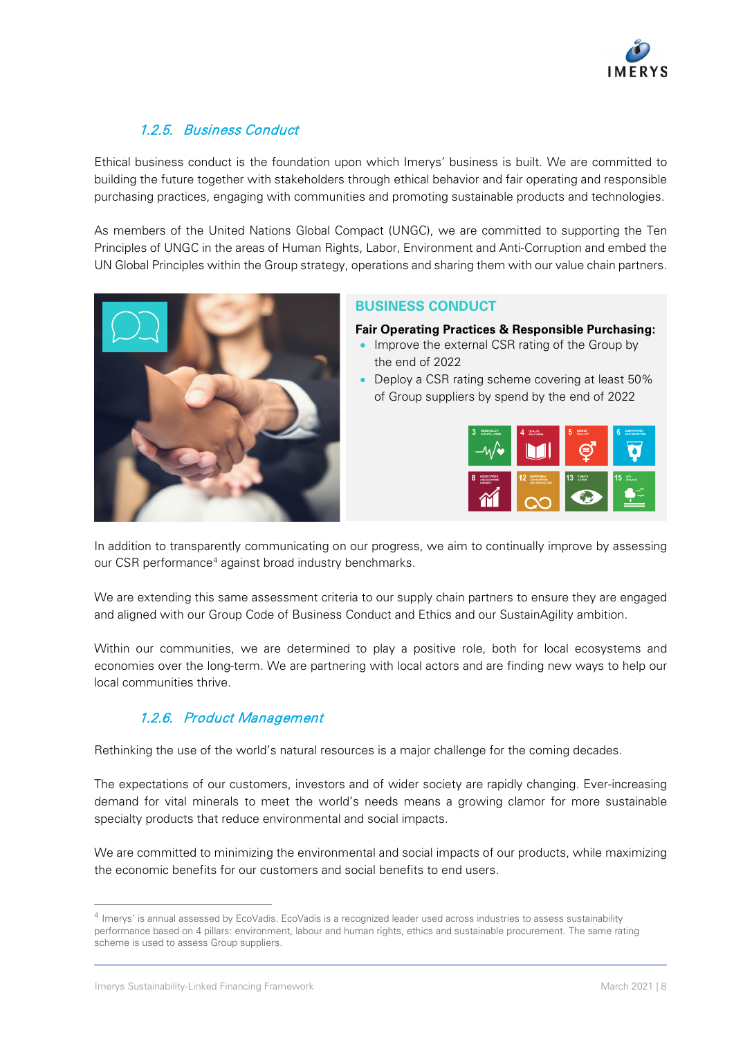### 1.2.5. Business Conduct

Ethical business conduct is the foundation upon which Imerys' business is built. We are committed to building the future together with stakeholders through ethical behavior and fair operating and responsible purchasing practices, engaging with communities and promoting sustainable products and technologies.

As members of the United Nations Global Compact (UNGC), we are committed to supporting the Ten Principles of UNGC in the areas of Human Rights, Labor, Environment and Anti-Corruption and embed the UN Global Principles within the Group strategy, operations and sharing them with our value chain partners.

**BUSINESS CONDUCT**

**Fair Operating Practices & Responsible Purchasing:**

- Improve the external CSR rating of the Group by the end of 2022
- Deploy a CSR rating scheme covering at least 50% of Group suppliers by spend by the end of 2022

In addition to transparently communicating on our progress, we aim to continually improve by assessing our CSR performance[4] against broad industry benchmarks.

We are extending this same assessment criteria to our supply chain partners to ensure they are engaged and aligned with our Group Code of Business Conduct and Ethics and our SustainAgility ambition.

Within our communities, we are determined to play a positive role, both for local ecosystems and economies over the long-term. We are partnering with local actors and are finding new ways to help our local communities thrive.

### 1.2.6. Product Management

Rethinking the use of the world's natural resources is a major challenge for the coming decades.

The expectations of our customers, investors and of wider society are rapidly changing. Ever-increasing demand for vital minerals to meet the world's needs means a growing clamor for more sustainable specialty products that reduce environmental and social impacts.

We are committed to minimizing the environmental and social impacts of our products, while maximizing the economic benefits for our customers and social benefits to end users.

---

[4] Imerys' is annual assessed by EcoVadis. EcoVadis is a recognized leader used across industries to assess sustainability performance based on 4 pillars: environment, labour and human rights, ethics and sustainable procurement. The same rating scheme is used to assess Group suppliers.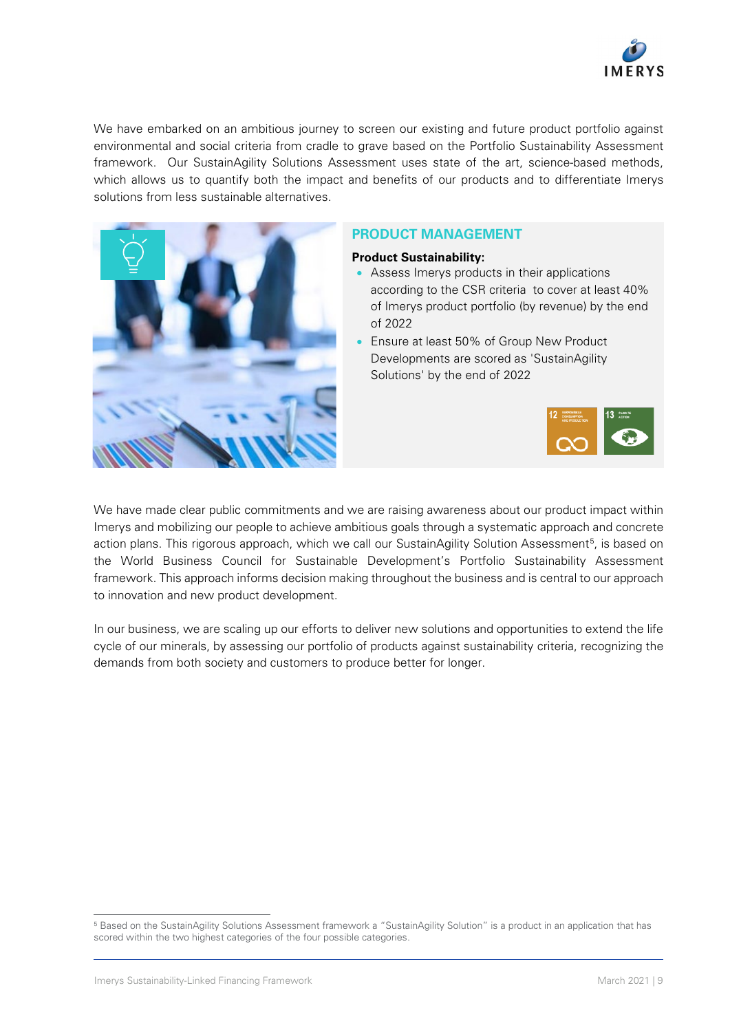We have embarked on an ambitious journey to screen our existing and future product portfolio against environmental and social criteria from cradle to grave based on the Portfolio Sustainability Assessment framework. Our SustainAgility Solutions Assessment uses state of the art, science-based methods, which allows us to quantify both the impact and benefits of our products and to differentiate Imerys solutions from less sustainable alternatives.

## PRODUCT MANAGEMENT

**Product Sustainability:**

- Assess Imerys products in their applications according to the CSR criteria to cover at least 40% of Imerys product portfolio (by revenue) by the end of 2022
- Ensure at least 50% of Group New Product Developments are scored as 'SustainAgility Solutions' by the end of 2022

We have made clear public commitments and we are raising awareness about our product impact within Imerys and mobilizing our people to achieve ambitious goals through a systematic approach and concrete action plans. This rigorous approach, which we call our SustainAgility Solution Assessment[5], is based on the World Business Council for Sustainable Development's Portfolio Sustainability Assessment framework. This approach informs decision making throughout the business and is central to our approach to innovation and new product development.

In our business, we are scaling up our efforts to deliver new solutions and opportunities to extend the life cycle of our minerals, by assessing our portfolio of products against sustainability criteria, recognizing the demands from both society and customers to produce better for longer.

[5] Based on the SustainAgility Solutions Assessment framework a "SustainAgility Solution" is a product in an application that has scored within the two highest categories of the four possible categories.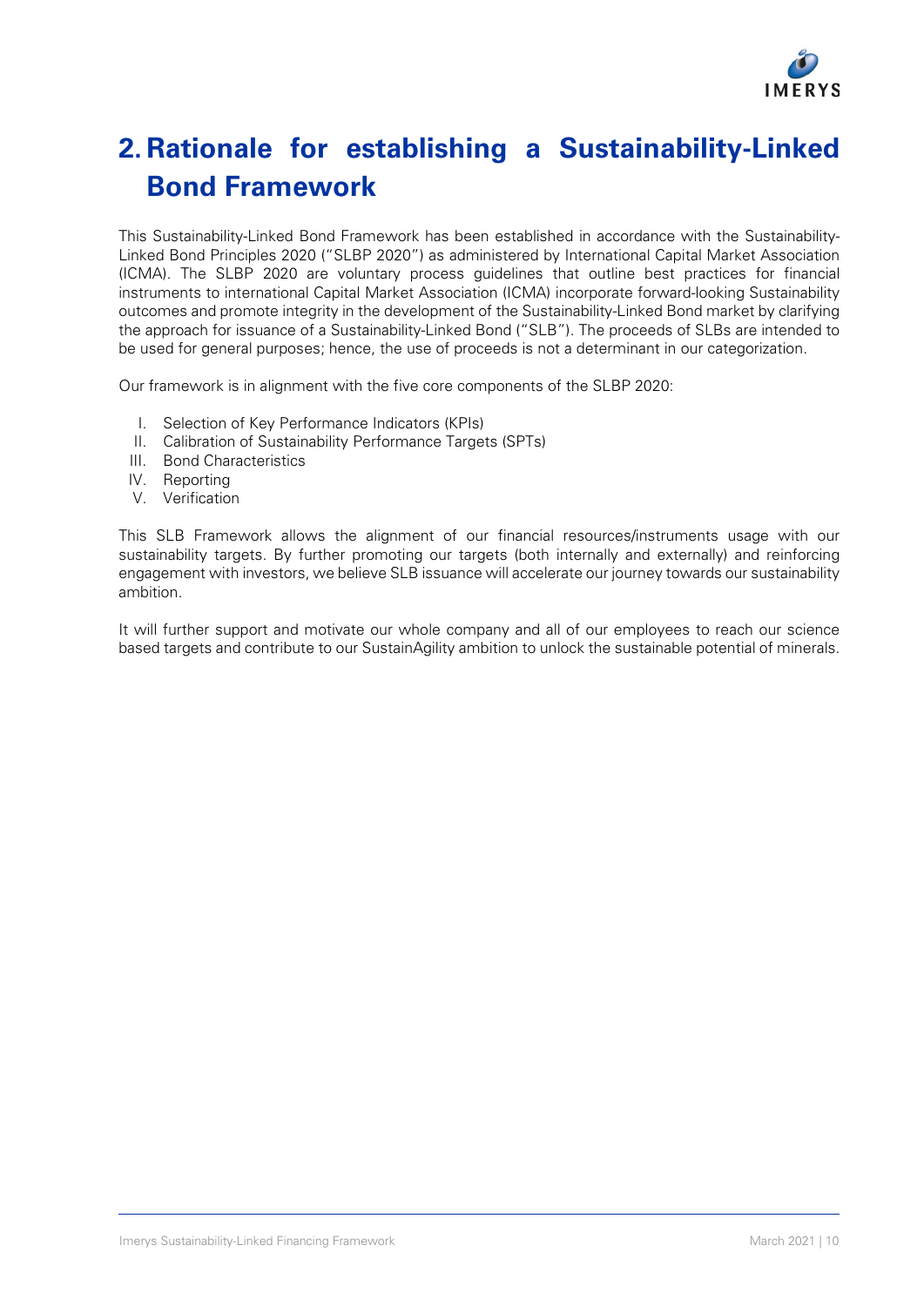# 2. Rationale for establishing a Sustainability-Linked Bond Framework

This Sustainability-Linked Bond Framework has been established in accordance with the Sustainability-Linked Bond Principles 2020 ("SLBP 2020") as administered by International Capital Market Association (ICMA). The SLBP 2020 are voluntary process guidelines that outline best practices for financial instruments to international Capital Market Association (ICMA) incorporate forward-looking Sustainability outcomes and promote integrity in the development of the Sustainability-Linked Bond market by clarifying the approach for issuance of a Sustainability-Linked Bond ("SLB"). The proceeds of SLBs are intended to be used for general purposes; hence, the use of proceeds is not a determinant in our categorization.

Our framework is in alignment with the five core components of the SLBP 2020:

I. Selection of Key Performance Indicators (KPIs)
II. Calibration of Sustainability Performance Targets (SPTs)
III. Bond Characteristics
IV. Reporting
V. Verification

This SLB Framework allows the alignment of our financial resources/instruments usage with our sustainability targets. By further promoting our targets (both internally and externally) and reinforcing engagement with investors, we believe SLB issuance will accelerate our journey towards our sustainability ambition.

It will further support and motivate our whole company and all of our employees to reach our science based targets and contribute to our SustainAgility ambition to unlock the sustainable potential of minerals.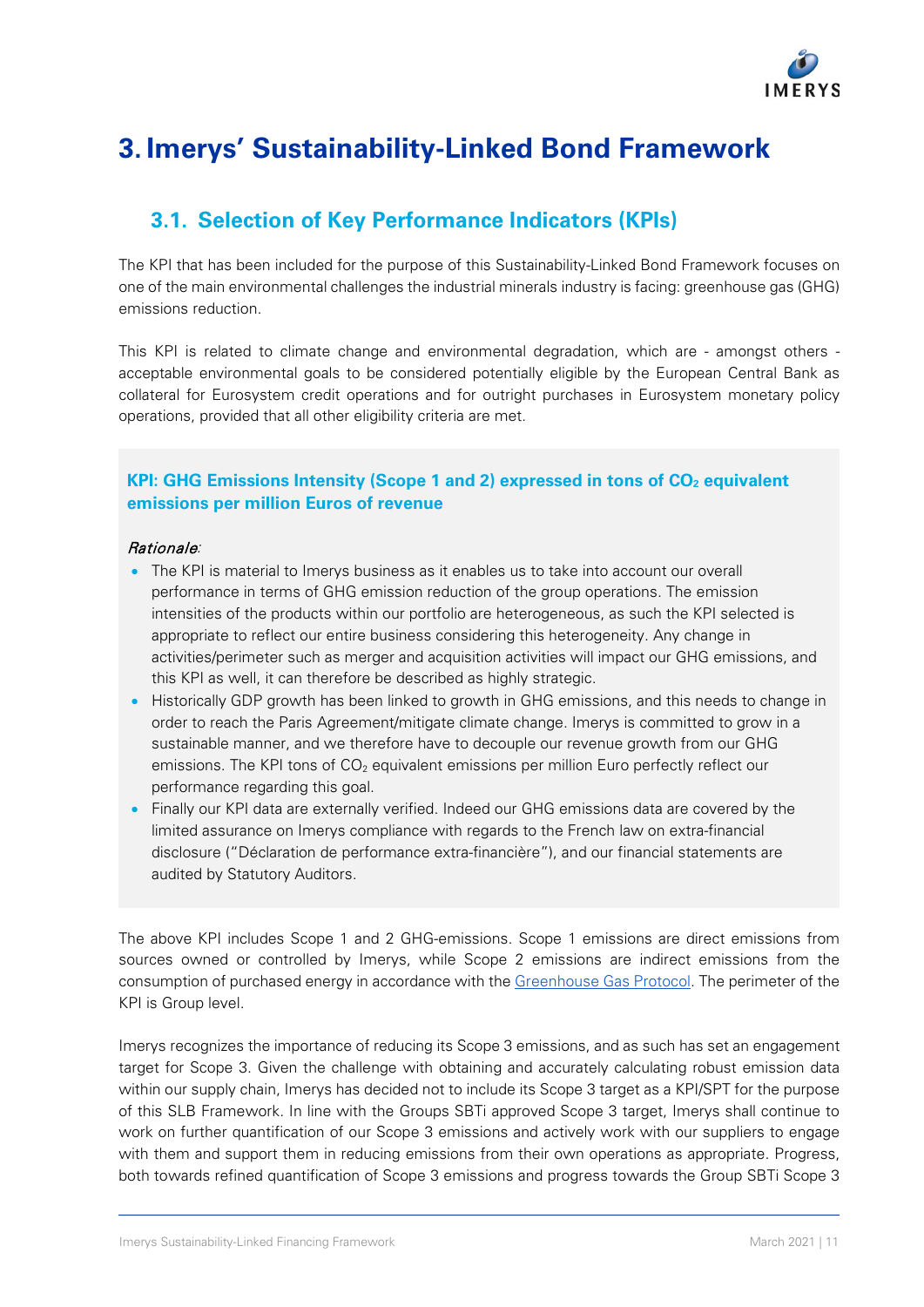# 3. Imerys' Sustainability-Linked Bond Framework

## 3.1. Selection of Key Performance Indicators (KPIs)

The KPI that has been included for the purpose of this Sustainability-Linked Bond Framework focuses on one of the main environmental challenges the industrial minerals industry is facing: greenhouse gas (GHG) emissions reduction.

This KPI is related to climate change and environmental degradation, which are - amongst others - acceptable environmental goals to be considered potentially eligible by the European Central Bank as collateral for Eurosystem credit operations and for outright purchases in Eurosystem monetary policy operations, provided that all other eligibility criteria are met.

### KPI: GHG Emissions Intensity (Scope 1 and 2) expressed in tons of $CO_2$ equivalent emissions per million Euros of revenue

*Rationale*:

- The KPI is material to Imerys business as it enables us to take into account our overall performance in terms of GHG emission reduction of the group operations. The emission intensities of the products within our portfolio are heterogeneous, as such the KPI selected is appropriate to reflect our entire business considering this heterogeneity. Any change in activities/perimeter such as merger and acquisition activities will impact our GHG emissions, and this KPI as well, it can therefore be described as highly strategic.
- Historically GDP growth has been linked to growth in GHG emissions, and this needs to change in order to reach the Paris Agreement/mitigate climate change. Imerys is committed to grow in a sustainable manner, and we therefore have to decouple our revenue growth from our GHG emissions. The KPI tons of $CO_2$ equivalent emissions per million Euro perfectly reflect our performance regarding this goal.
- Finally our KPI data are externally verified. Indeed our GHG emissions data are covered by the limited assurance on Imerys compliance with regards to the French law on extra-financial disclosure ("Déclaration de performance extra-financière"), and our financial statements are audited by Statutory Auditors.

The above KPI includes Scope 1 and 2 GHG-emissions. Scope 1 emissions are direct emissions from sources owned or controlled by Imerys, while Scope 2 emissions are indirect emissions from the consumption of purchased energy in accordance with the Greenhouse Gas Protocol. The perimeter of the KPI is Group level.

Imerys recognizes the importance of reducing its Scope 3 emissions, and as such has set an engagement target for Scope 3. Given the challenge with obtaining and accurately calculating robust emission data within our supply chain, Imerys has decided not to include its Scope 3 target as a KPI/SPT for the purpose of this SLB Framework. In line with the Groups SBTi approved Scope 3 target, Imerys shall continue to work on further quantification of our Scope 3 emissions and actively work with our suppliers to engage with them and support them in reducing emissions from their own operations as appropriate. Progress, both towards refined quantification of Scope 3 emissions and progress towards the Group SBTi Scope 3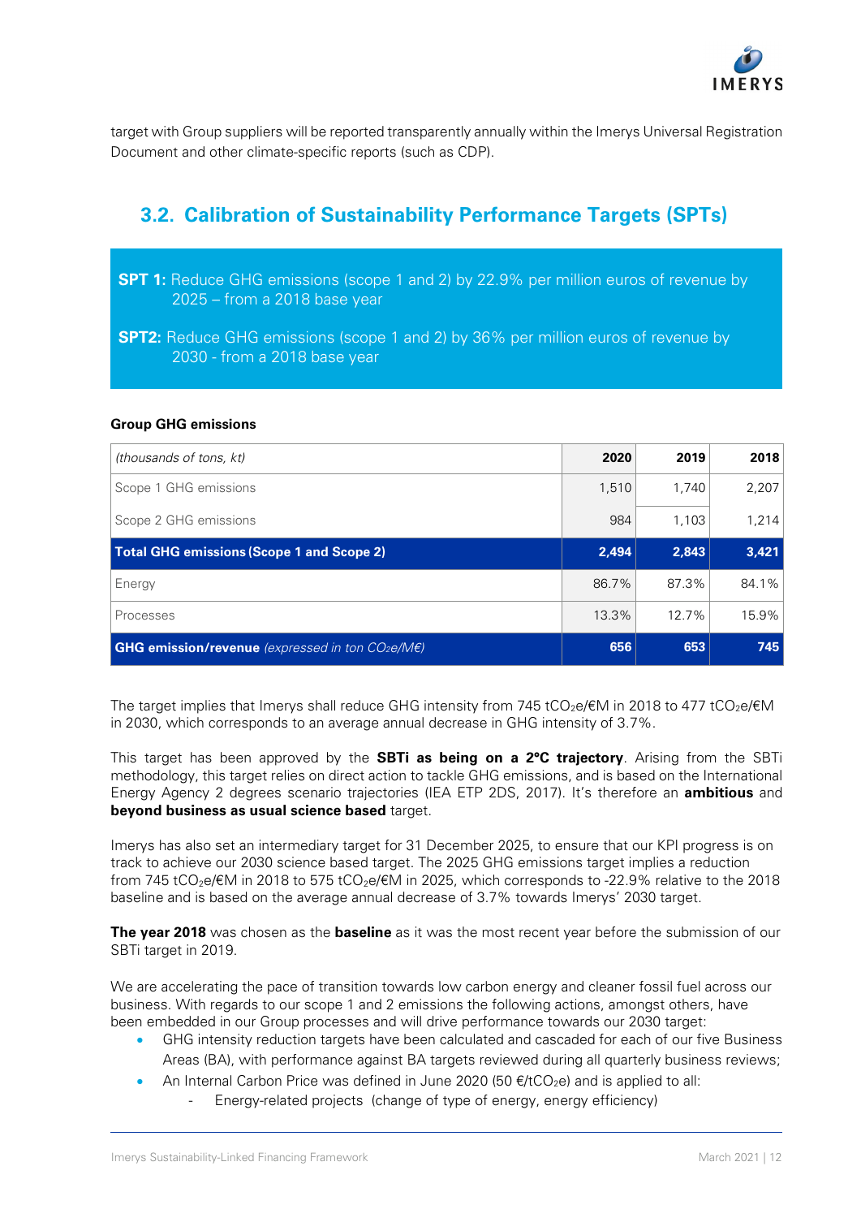target with Group suppliers will be reported transparently annually within the Imerys Universal Registration Document and other climate-specific reports (such as CDP).

## 3.2. Calibration of Sustainability Performance Targets (SPTs)

**SPT 1:** Reduce GHG emissions (scope 1 and 2) by 22.9% per million euros of revenue by 2025 – from a 2018 base year

**SPT2:** Reduce GHG emissions (scope 1 and 2) by 36% per million euros of revenue by 2030 - from a 2018 base year

**Group GHG emissions**

| *(thousands of tons, kt)* | **2020** | **2019** | **2018** |
|---|---|---|---|
| Scope 1 GHG emissions | 1,510 | 1,740 | 2,207 |
| Scope 2 GHG emissions | 984 | 1,103 | 1,214 |
| **Total GHG emissions (Scope 1 and Scope 2)** | **2,494** | **2,843** | **3,421** |
| Energy | 86.7% | 87.3% | 84.1% |
| Processes | 13.3% | 12.7% | 15.9% |
| **GHG emission/revenue** *(expressed in ton $CO_2e$/M€)* | **656** | **653** | **745** |

The target implies that Imerys shall reduce GHG intensity from 745 $tCO_2e$/€M in 2018 to 477 $tCO_2e$/€M in 2030, which corresponds to an average annual decrease in GHG intensity of 3.7%.

This target has been approved by the **SBTi as being on a 2°C trajectory**. Arising from the SBTi methodology, this target relies on direct action to tackle GHG emissions, and is based on the International Energy Agency 2 degrees scenario trajectories (IEA ETP 2DS, 2017). It's therefore an **ambitious** and **beyond business as usual science based** target.

Imerys has also set an intermediary target for 31 December 2025, to ensure that our KPI progress is on track to achieve our 2030 science based target. The 2025 GHG emissions target implies a reduction from 745 $tCO_2e$/€M in 2018 to 575 $tCO_2e$/€M in 2025, which corresponds to -22.9% relative to the 2018 baseline and is based on the average annual decrease of 3.7% towards Imerys' 2030 target.

**The year 2018** was chosen as the **baseline** as it was the most recent year before the submission of our SBTi target in 2019.

We are accelerating the pace of transition towards low carbon energy and cleaner fossil fuel across our business. With regards to our scope 1 and 2 emissions the following actions, amongst others, have been embedded in our Group processes and will drive performance towards our 2030 target:

- GHG intensity reduction targets have been calculated and cascaded for each of our five Business Areas (BA), with performance against BA targets reviewed during all quarterly business reviews;
- An Internal Carbon Price was defined in June 2020 (50 €/$tCO_2e$) and is applied to all:
  - Energy-related projects (change of type of energy, energy efficiency)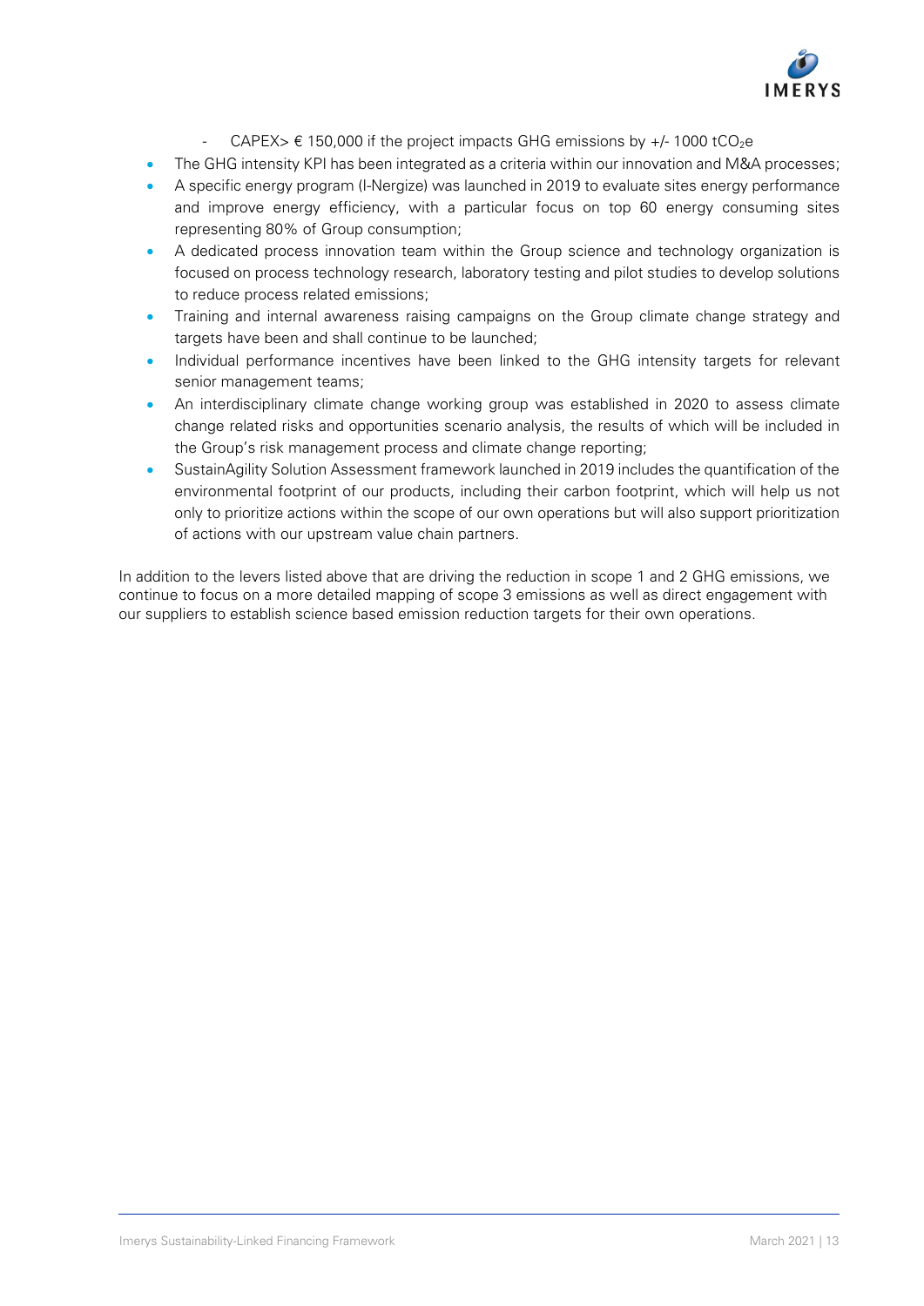- CAPEX> € 150,000 if the project impacts GHG emissions by +/- 1000 $tCO_2e$
- The GHG intensity KPI has been integrated as a criteria within our innovation and M&A processes;
- A specific energy program (I-Nergize) was launched in 2019 to evaluate sites energy performance and improve energy efficiency, with a particular focus on top 60 energy consuming sites representing 80% of Group consumption;
- A dedicated process innovation team within the Group science and technology organization is focused on process technology research, laboratory testing and pilot studies to develop solutions to reduce process related emissions;
- Training and internal awareness raising campaigns on the Group climate change strategy and targets have been and shall continue to be launched;
- Individual performance incentives have been linked to the GHG intensity targets for relevant senior management teams;
- An interdisciplinary climate change working group was established in 2020 to assess climate change related risks and opportunities scenario analysis, the results of which will be included in the Group's risk management process and climate change reporting;
- SustainAgility Solution Assessment framework launched in 2019 includes the quantification of the environmental footprint of our products, including their carbon footprint, which will help us not only to prioritize actions within the scope of our own operations but will also support prioritization of actions with our upstream value chain partners.

In addition to the levers listed above that are driving the reduction in scope 1 and 2 GHG emissions, we continue to focus on a more detailed mapping of scope 3 emissions as well as direct engagement with our suppliers to establish science based emission reduction targets for their own operations.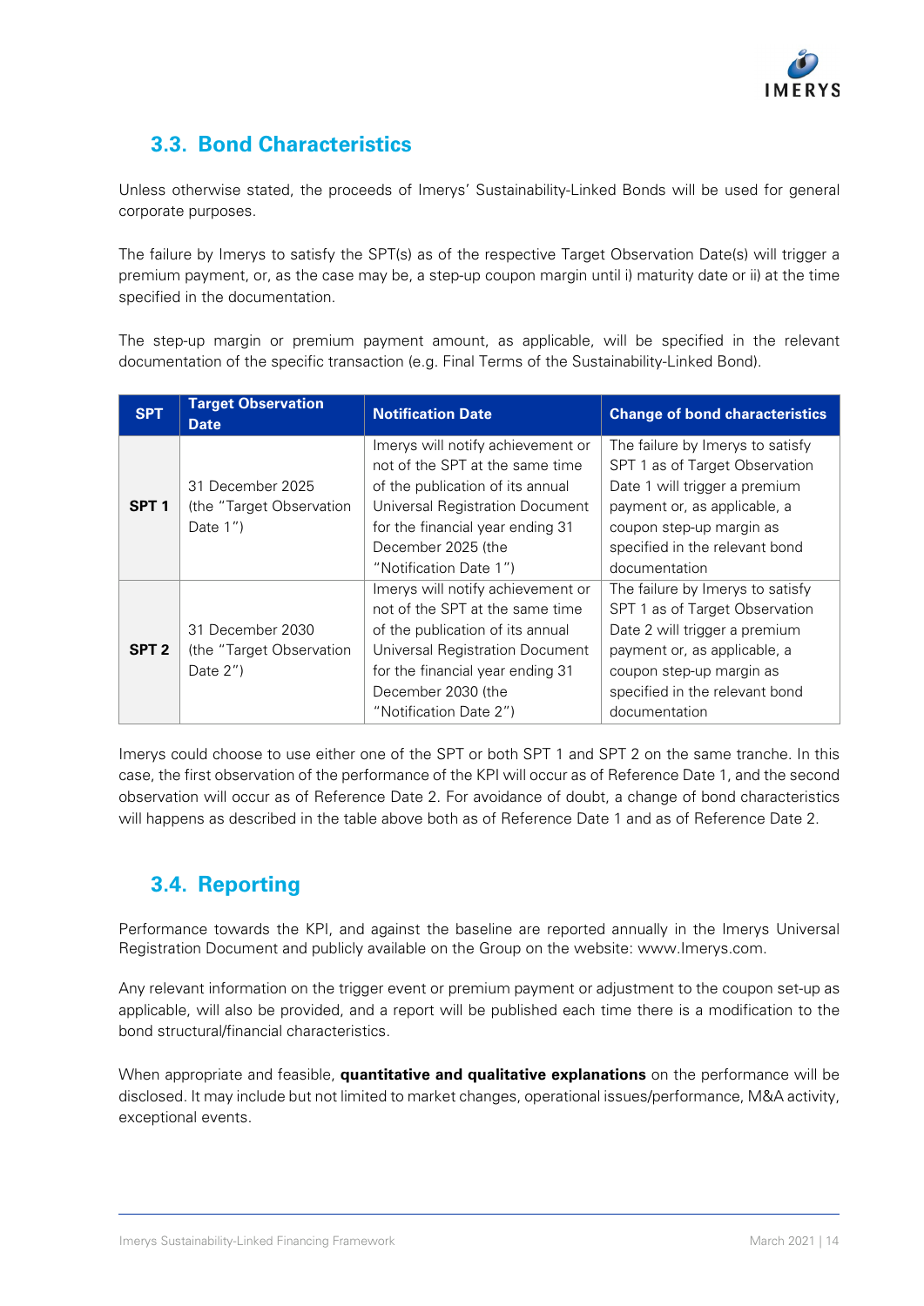## 3.3. Bond Characteristics

Unless otherwise stated, the proceeds of Imerys' Sustainability-Linked Bonds will be used for general corporate purposes.

The failure by Imerys to satisfy the SPT(s) as of the respective Target Observation Date(s) will trigger a premium payment, or, as the case may be, a step-up coupon margin until i) maturity date or ii) at the time specified in the documentation.

The step-up margin or premium payment amount, as applicable, will be specified in the relevant documentation of the specific transaction (e.g. Final Terms of the Sustainability-Linked Bond).

| SPT | Target Observation Date | Notification Date | Change of bond characteristics |
|---|---|---|---|
| **SPT 1** | 31 December 2025 (the "Target Observation Date 1") | Imerys will notify achievement or not of the SPT at the same time of the publication of its annual Universal Registration Document for the financial year ending 31 December 2025 (the "Notification Date 1") | The failure by Imerys to satisfy SPT 1 as of Target Observation Date 1 will trigger a premium payment or, as applicable, a coupon step-up margin as specified in the relevant bond documentation |
| **SPT 2** | 31 December 2030 (the "Target Observation Date 2") | Imerys will notify achievement or not of the SPT at the same time of the publication of its annual Universal Registration Document for the financial year ending 31 December 2030 (the "Notification Date 2") | The failure by Imerys to satisfy SPT 1 as of Target Observation Date 2 will trigger a premium payment or, as applicable, a coupon step-up margin as specified in the relevant bond documentation |

Imerys could choose to use either one of the SPT or both SPT 1 and SPT 2 on the same tranche. In this case, the first observation of the performance of the KPI will occur as of Reference Date 1, and the second observation will occur as of Reference Date 2. For avoidance of doubt, a change of bond characteristics will happens as described in the table above both as of Reference Date 1 and as of Reference Date 2.

## 3.4. Reporting

Performance towards the KPI, and against the baseline are reported annually in the Imerys Universal Registration Document and publicly available on the Group on the website: www.Imerys.com.

Any relevant information on the trigger event or premium payment or adjustment to the coupon set-up as applicable, will also be provided, and a report will be published each time there is a modification to the bond structural/financial characteristics.

When appropriate and feasible, **quantitative and qualitative explanations** on the performance will be disclosed. It may include but not limited to market changes, operational issues/performance, M&A activity, exceptional events.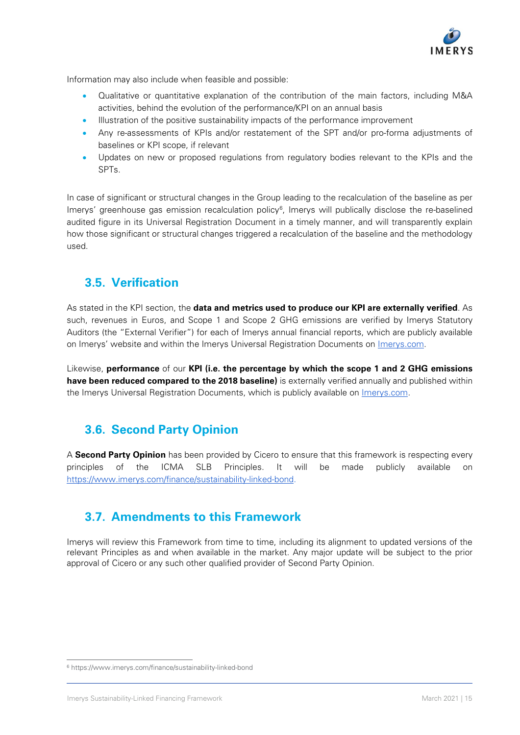Information may also include when feasible and possible:

- Qualitative or quantitative explanation of the contribution of the main factors, including M&A activities, behind the evolution of the performance/KPI on an annual basis
- Illustration of the positive sustainability impacts of the performance improvement
- Any re-assessments of KPIs and/or restatement of the SPT and/or pro-forma adjustments of baselines or KPI scope, if relevant
- Updates on new or proposed regulations from regulatory bodies relevant to the KPIs and the SPTs.

In case of significant or structural changes in the Group leading to the recalculation of the baseline as per Imerys' greenhouse gas emission recalculation policy[6], Imerys will publically disclose the re-baselined audited figure in its Universal Registration Document in a timely manner, and will transparently explain how those significant or structural changes triggered a recalculation of the baseline and the methodology used.

## 3.5. Verification

As stated in the KPI section, the **data and metrics used to produce our KPI are externally verified**. As such, revenues in Euros, and Scope 1 and Scope 2 GHG emissions are verified by Imerys Statutory Auditors (the "External Verifier") for each of Imerys annual financial reports, which are publicly available on Imerys' website and within the Imerys Universal Registration Documents on [Imerys.com](Imerys.com).

Likewise, **performance** of our **KPI (i.e. the percentage by which the scope 1 and 2 GHG emissions have been reduced compared to the 2018 baseline)** is externally verified annually and published within the Imerys Universal Registration Documents, which is publicly available on [Imerys.com](Imerys.com).

## 3.6. Second Party Opinion

A **Second Party Opinion** has been provided by Cicero to ensure that this framework is respecting every principles of the ICMA SLB Principles. It will be made publicly available on <https://www.imerys.com/finance/sustainability-linked-bond>.

## 3.7. Amendments to this Framework

Imerys will review this Framework from time to time, including its alignment to updated versions of the relevant Principles as and when available in the market. Any major update will be subject to the prior approval of Cicero or any such other qualified provider of Second Party Opinion.

[6] https://www.imerys.com/finance/sustainability-linked-bond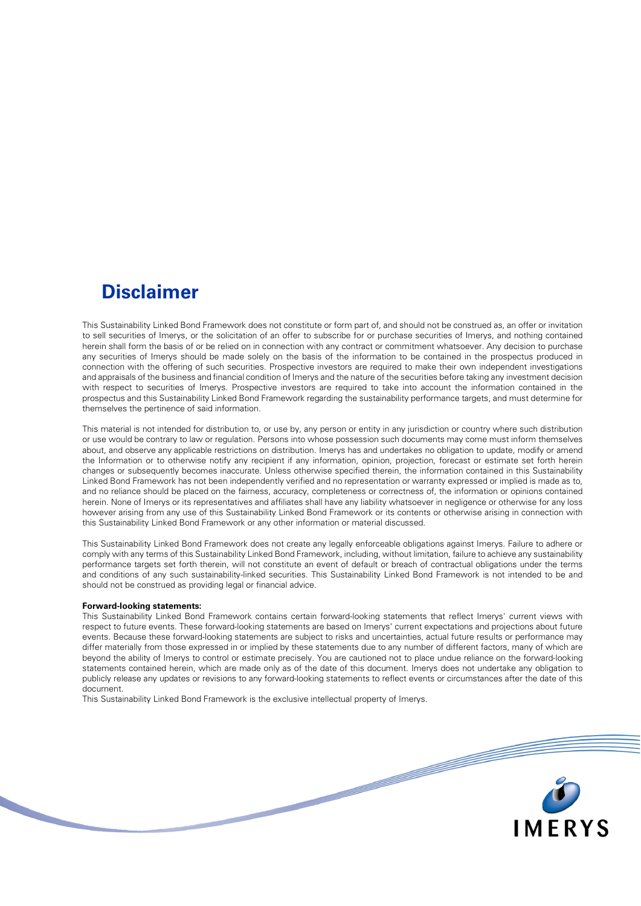# Disclaimer

This Sustainability Linked Bond Framework does not constitute or form part of, and should not be construed as, an offer or invitation to sell securities of Imerys, or the solicitation of an offer to subscribe for or purchase securities of Imerys, and nothing contained herein shall form the basis of or be relied on in connection with any contract or commitment whatsoever. Any decision to purchase any securities of Imerys should be made solely on the basis of the information to be contained in the prospectus produced in connection with the offering of such securities. Prospective investors are required to make their own independent investigations and appraisals of the business and financial condition of Imerys and the nature of the securities before taking any investment decision with respect to securities of Imerys. Prospective investors are required to take into account the information contained in the prospectus and this Sustainability Linked Bond Framework regarding the sustainability performance targets, and must determine for themselves the pertinence of said information.

This material is not intended for distribution to, or use by, any person or entity in any jurisdiction or country where such distribution or use would be contrary to law or regulation. Persons into whose possession such documents may come must inform themselves about, and observe any applicable restrictions on distribution. Imerys has and undertakes no obligation to update, modify or amend the Information or to otherwise notify any recipient if any information, opinion, projection, forecast or estimate set forth herein changes or subsequently becomes inaccurate. Unless otherwise specified therein, the information contained in this Sustainability Linked Bond Framework has not been independently verified and no representation or warranty expressed or implied is made as to, and no reliance should be placed on the fairness, accuracy, completeness or correctness of, the information or opinions contained herein. None of Imerys or its representatives and affiliates shall have any liability whatsoever in negligence or otherwise for any loss however arising from any use of this Sustainability Linked Bond Framework or its contents or otherwise arising in connection with this Sustainability Linked Bond Framework or any other information or material discussed.

This Sustainability Linked Bond Framework does not create any legally enforceable obligations against Imerys. Failure to adhere or comply with any terms of this Sustainability Linked Bond Framework, including, without limitation, failure to achieve any sustainability performance targets set forth therein, will not constitute an event of default or breach of contractual obligations under the terms and conditions of any such sustainability-linked securities. This Sustainability Linked Bond Framework is not intended to be and should not be construed as providing legal or financial advice.

**Forward-looking statements:**
This Sustainability Linked Bond Framework contains certain forward-looking statements that reflect Imerys' current views with respect to future events. These forward-looking statements are based on Imerys' current expectations and projections about future events. Because these forward-looking statements are subject to risks and uncertainties, actual future results or performance may differ materially from those expressed in or implied by these statements due to any number of different factors, many of which are beyond the ability of Imerys to control or estimate precisely. You are cautioned not to place undue reliance on the forward-looking statements contained herein, which are made only as of the date of this document. Imerys does not undertake any obligation to publicly release any updates or revisions to any forward-looking statements to reflect events or circumstances after the date of this document.
This Sustainability Linked Bond Framework is the exclusive intellectual property of Imerys.

IMERYS